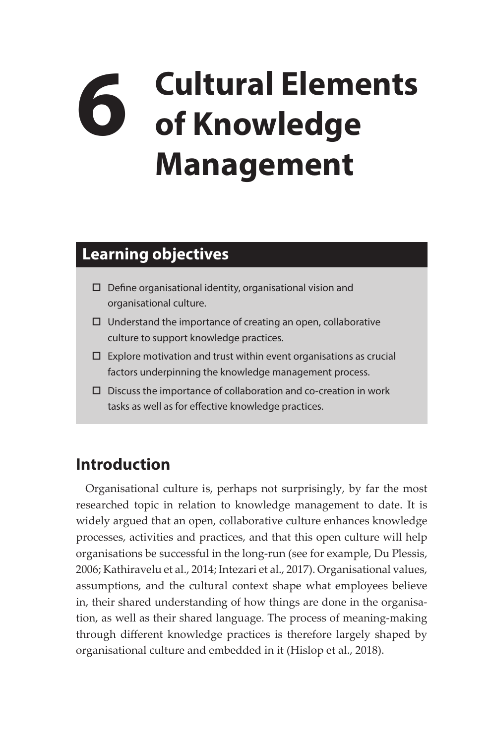# 6 Cultural Elements of Knowledge Management

## Learning objectives

- ☐ Define organisational identity, organisational vision and organisational culture.
- ☐ Understand the importance of creating an open, collaborative culture to support knowledge practices.
- ☐ Explore motivation and trust within event organisations as crucial factors underpinning the knowledge management process.
- ☐ Discuss the importance of collaboration and co-creation in work tasks as well as for effective knowledge practices.

## Introduction

Organisational culture is, perhaps not surprisingly, by far the most researched topic in relation to knowledge management to date. It is widely argued that an open, collaborative culture enhances knowledge processes, activities and practices, and that this open culture will help organisations be successful in the long-run (see for example, Du Plessis, 2006; Kathiravelu et al., 2014; Intezari et al., 2017). Organisational values, assumptions, and the cultural context shape what employees believe in, their shared understanding of how things are done in the organisation, as well as their shared language. The process of meaning-making through different knowledge practices is therefore largely shaped by organisational culture and embedded in it (Hislop et al., 2018).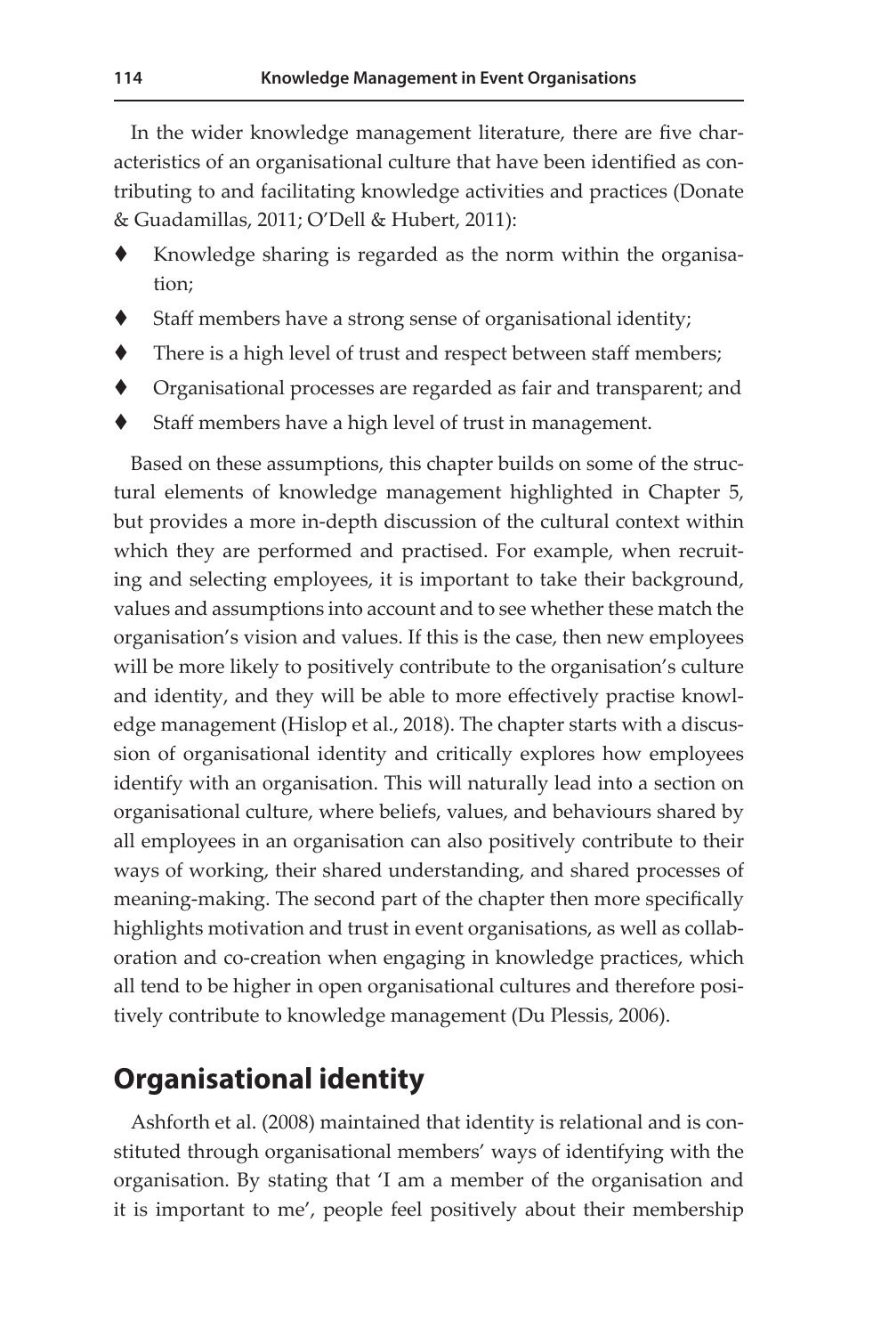In the wider knowledge management literature, there are five characteristics of an organisational culture that have been identified as contributing to and facilitating knowledge activities and practices (Donate & Guadamillas, 2011; O'Dell & Hubert, 2011):

- Knowledge sharing is regarded as the norm within the organisation;
- Staff members have a strong sense of organisational identity;
- There is a high level of trust and respect between staff members;
- Organisational processes are regarded as fair and transparent; and
- Staff members have a high level of trust in management.

Based on these assumptions, this chapter builds on some of the structural elements of knowledge management highlighted in Chapter 5, but provides a more in-depth discussion of the cultural context within which they are performed and practised. For example, when recruiting and selecting employees, it is important to take their background, values and assumptions into account and to see whether these match the organisation's vision and values. If this is the case, then new employees will be more likely to positively contribute to the organisation's culture and identity, and they will be able to more effectively practise knowledge management (Hislop et al., 2018). The chapter starts with a discussion of organisational identity and critically explores how employees identify with an organisation. This will naturally lead into a section on organisational culture, where beliefs, values, and behaviours shared by all employees in an organisation can also positively contribute to their ways of working, their shared understanding, and shared processes of meaning-making. The second part of the chapter then more specifically highlights motivation and trust in event organisations, as well as collaboration and co-creation when engaging in knowledge practices, which all tend to be higher in open organisational cultures and therefore positively contribute to knowledge management (Du Plessis, 2006).

## Organisational identity

Ashforth et al. (2008) maintained that identity is relational and is constituted through organisational members' ways of identifying with the organisation. By stating that 'I am a member of the organisation and it is important to me', people feel positively about their membership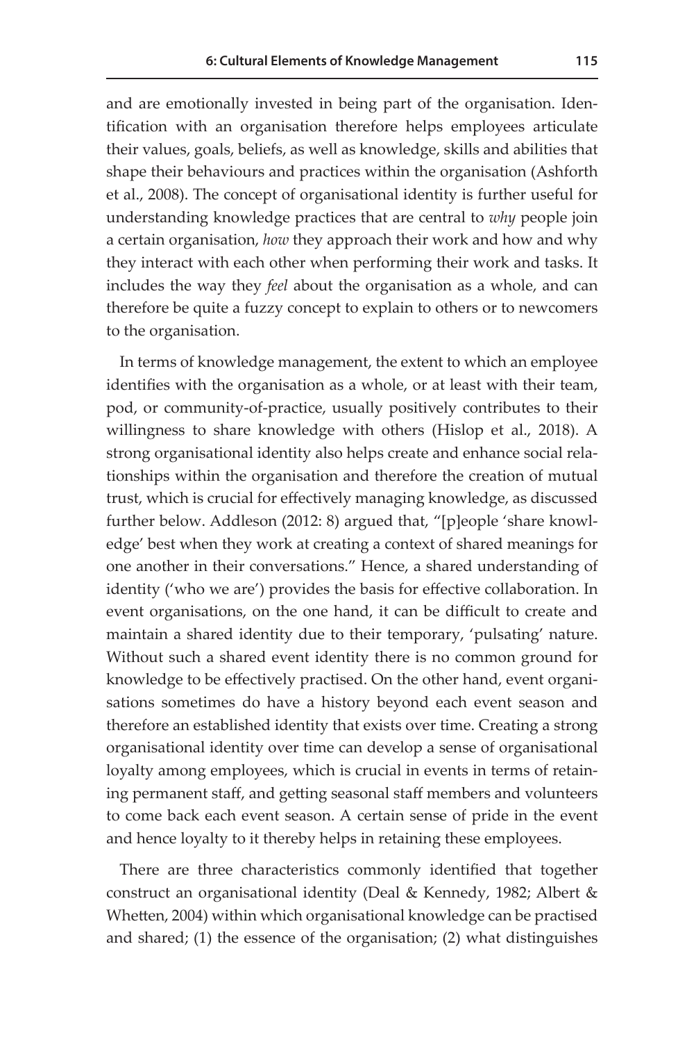and are emotionally invested in being part of the organisation. Identification with an organisation therefore helps employees articulate their values, goals, beliefs, as well as knowledge, skills and abilities that shape their behaviours and practices within the organisation (Ashforth et al., 2008). The concept of organisational identity is further useful for understanding knowledge practices that are central to *why* people join a certain organisation, *how* they approach their work and how and why they interact with each other when performing their work and tasks. It includes the way they *feel* about the organisation as a whole, and can therefore be quite a fuzzy concept to explain to others or to newcomers to the organisation.

In terms of knowledge management, the extent to which an employee identifies with the organisation as a whole, or at least with their team, pod, or community-of-practice, usually positively contributes to their willingness to share knowledge with others (Hislop et al., 2018). A strong organisational identity also helps create and enhance social relationships within the organisation and therefore the creation of mutual trust, which is crucial for effectively managing knowledge, as discussed further below. Addleson (2012: 8) argued that, "[p]eople 'share knowledge' best when they work at creating a context of shared meanings for one another in their conversations." Hence, a shared understanding of identity ('who we are') provides the basis for effective collaboration. In event organisations, on the one hand, it can be difficult to create and maintain a shared identity due to their temporary, 'pulsating' nature. Without such a shared event identity there is no common ground for knowledge to be effectively practised. On the other hand, event organisations sometimes do have a history beyond each event season and therefore an established identity that exists over time. Creating a strong organisational identity over time can develop a sense of organisational loyalty among employees, which is crucial in events in terms of retaining permanent staff, and getting seasonal staff members and volunteers to come back each event season. A certain sense of pride in the event and hence loyalty to it thereby helps in retaining these employees.

There are three characteristics commonly identified that together construct an organisational identity (Deal & Kennedy, 1982; Albert & Whetten, 2004) within which organisational knowledge can be practised and shared; (1) the essence of the organisation; (2) what distinguishes